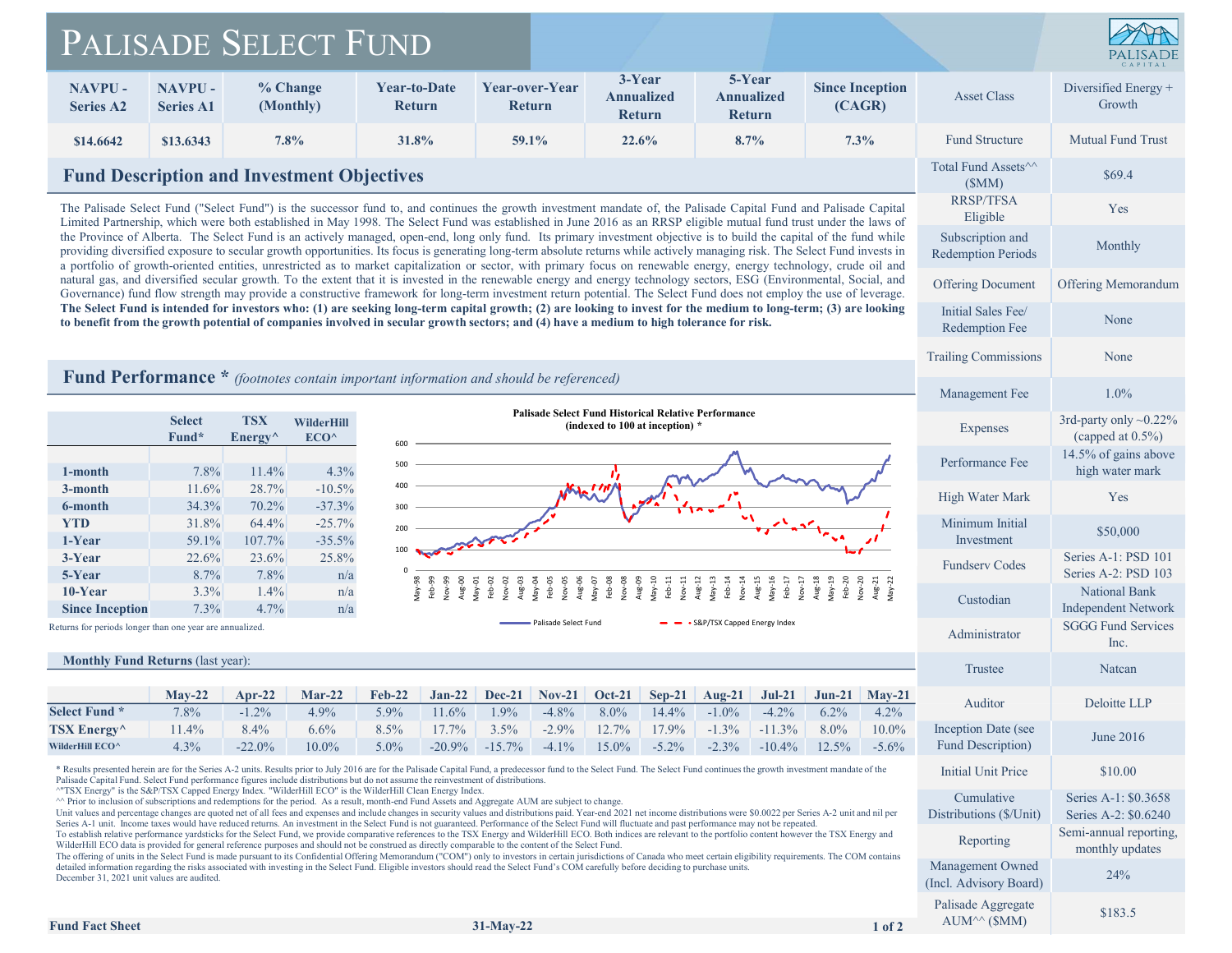# Palisade Select Fund

| NAVPU - Series A2 | NAVPU - Series A1 | % Change (Monthly) | Year-to-Date Return | Year-over-Year Return | 3-Year Annualized Return | 5-Year Annualized Return | Since Inception (CAGR) |
|---|---|---|---|---|---|---|---|
| $14.6642 | $13.6343 | 7.8% | 31.8% | 59.1% | 22.6% | 8.7% | 7.3% |

## Fund Description and Investment Objectives

The Palisade Select Fund ("Select Fund") is the successor fund to, and continues the growth investment mandate of, the Palisade Capital Fund and Palisade Capital Limited Partnership, which were both established in May 1998. The Select Fund was established in June 2016 as an RRSP eligible mutual fund trust under the laws of the Province of Alberta. The Select Fund is an actively managed, open-end, long only fund. Its primary investment objective is to build the capital of the fund while providing diversified exposure to secular growth opportunities. Its focus is generating long-term absolute returns while actively managing risk. The Select Fund invests in a portfolio of growth-oriented entities, unrestricted as to market capitalization or sector, with primary focus on renewable energy, energy technology, crude oil and natural gas, and diversified secular growth. To the extent that it is invested in the renewable energy and energy technology sectors, ESG (Environmental, Social, and Governance) fund flow strength may provide a constructive framework for long-term investment return potential. The Select Fund does not employ the use of leverage. **The Select Fund is intended for investors who: (1) are seeking long-term capital growth; (2) are looking to invest for the medium to long-term; (3) are looking to benefit from the growth potential of companies involved in secular growth sectors; and (4) have a medium to high tolerance for risk.**

## Fund Performance * *(footnotes contain important information and should be referenced)*

| | Select Fund* | TSX Energy^ | WilderHill ECO^ |
|---|---|---|---|
| 1-month | 7.8% | 11.4% | 4.3% |
| 3-month | 11.6% | 28.7% | -10.5% |
| 6-month | 34.3% | 70.2% | -37.3% |
| YTD | 31.8% | 64.4% | -25.7% |
| 1-Year | 59.1% | 107.7% | -35.5% |
| 3-Year | 22.6% | 23.6% | 25.8% |
| 5-Year | 8.7% | 7.8% | n/a |
| 10-Year | 3.3% | 1.4% | n/a |
| Since Inception | 7.3% | 4.7% | n/a |

Returns for periods longer than one year are annualized.

**Palisade Select Fund Historical Relative Performance (indexed to 100 at inception) ***

Legend: Palisade Select Fund; S&P/TSX Capped Energy Index

**Monthly Fund Returns** (last year):

| | May-22 | Apr-22 | Mar-22 | Feb-22 | Jan-22 | Dec-21 | Nov-21 | Oct-21 | Sep-21 | Aug-21 | Jul-21 | Jun-21 | May-21 |
|---|---|---|---|---|---|---|---|---|---|---|---|---|---|
| Select Fund * | 7.8% | -1.2% | 4.9% | 5.9% | 11.6% | 1.9% | -4.8% | 8.0% | 14.4% | -1.0% | -4.2% | 6.2% | 4.2% |
| TSX Energy^ | 11.4% | 8.4% | 6.6% | 8.5% | 17.7% | 3.5% | -2.9% | 12.7% | 17.9% | -1.3% | -11.3% | 8.0% | 10.0% |
| WilderHill ECO^ | 4.3% | -22.0% | 10.0% | 5.0% | -20.9% | -15.7% | -4.1% | 15.0% | -5.2% | -2.3% | -10.4% | 12.5% | -5.6% |

\* Results presented herein are for the Series A-2 units. Results prior to July 2016 are for the Palisade Capital Fund, a predecessor fund to the Select Fund. The Select Fund continues the growth investment mandate of the Palisade Capital Fund. Select Fund performance figures include distributions but do not assume the reinvestment of distributions.
^"TSX Energy" is the S&P/TSX Capped Energy Index. "WilderHill ECO" is the WilderHill Clean Energy Index.
^^ Prior to inclusion of subscriptions and redemptions for the period. As a result, month-end Fund Assets and Aggregate AUM are subject to change.
Unit values and percentage changes are quoted net of all fees and expenses and include changes in security values and distributions paid. Year-end 2021 net income distributions were $0.0022 per Series A-2 unit and nil per Series A-1 unit. Income taxes would have reduced returns. An investment in the Select Fund is not guaranteed. Performance of the Select Fund will fluctuate and past performance may not be repeated.
To establish relative performance yardsticks for the Select Fund, we provide comparative references to the TSX Energy and WilderHill ECO. Both indices are relevant to the portfolio content however the TSX Energy and WilderHill ECO data is provided for general reference purposes and should not be construed as directly comparable to the content of the Select Fund.
The offering of units in the Select Fund is made pursuant to its Confidential Offering Memorandum ("COM") only to investors in certain jurisdictions of Canada who meet certain eligibility requirements. The COM contains detailed information regarding the risks associated with investing in the Select Fund. Eligible investors should read the Select Fund's COM carefully before deciding to purchase units.
December 31, 2021 unit values are audited.

| | |
|---|---|
| Asset Class | Diversified Energy + Growth |
| Fund Structure | Mutual Fund Trust |
| Total Fund Assets^^ ($MM) | $69.4 |
| RRSP/TFSA Eligible | Yes |
| Subscription and Redemption Periods | Monthly |
| Offering Document | Offering Memorandum |
| Initial Sales Fee/ Redemption Fee | None |
| Trailing Commissions | None |
| Management Fee | 1.0% |
| Expenses | 3rd-party only ~0.22% (capped at 0.5%) |
| Performance Fee | 14.5% of gains above high water mark |
| High Water Mark | Yes |
| Minimum Initial Investment | $50,000 |
| Fundserv Codes | Series A-1: PSD 101<br>Series A-2: PSD 103 |
| Custodian | National Bank Independent Network |
| Administrator | SGGG Fund Services Inc. |
| Trustee | Natcan |
| Auditor | Deloitte LLP |
| Inception Date (see Fund Description) | June 2016 |
| Initial Unit Price | $10.00 |
| Cumulative Distributions ($/Unit) | Series A-1: $0.3658<br>Series A-2: $0.6240 |
| Reporting | Semi-annual reporting, monthly updates |
| Management Owned (Incl. Advisory Board) | 24% |
| Palisade Aggregate AUM^^ ($MM) | $183.5 |

**Fund Fact Sheet** — **31-May-22**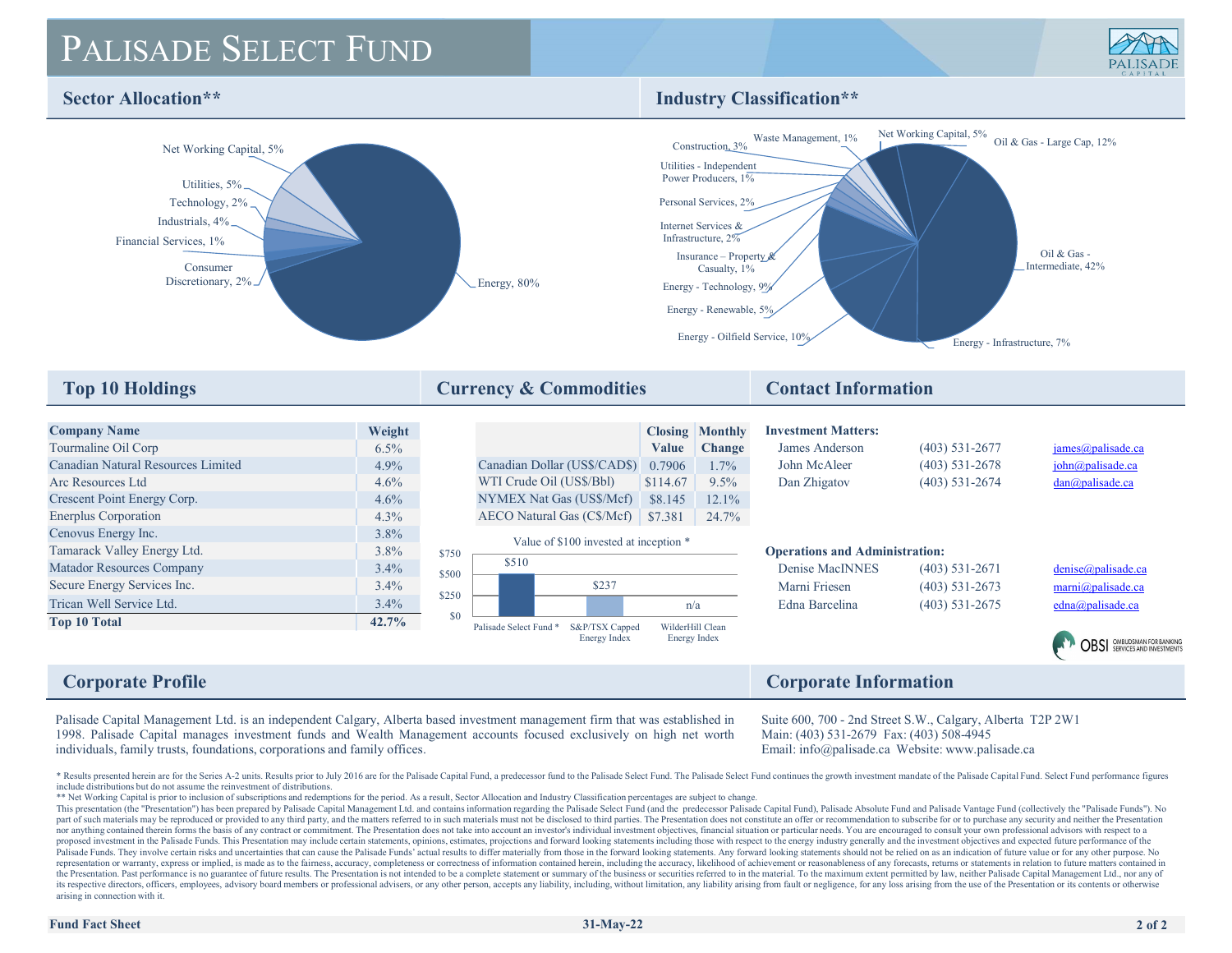# Palisade Select Fund

## Sector Allocation**

Net Working Capital, 5%
Utilities, 5%
Technology, 2%
Industrials, 4%
Financial Services, 1%
Consumer Discretionary, 2%
Energy, 80%

## Industry Classification**

Construction, 3%
Waste Management, 1%
Net Working Capital, 5%
Oil & Gas - Large Cap, 12%
Utilities - Independent Power Producers, 1%
Personal Services, 2%
Internet Services & Infrastructure, 2%
Insurance – Property & Casualty, 1%
Energy - Technology, 9%
Energy - Renewable, 5%
Energy - Oilfield Service, 10%
Energy - Infrastructure, 7%
Oil & Gas - Intermediate, 42%

## Top 10 Holdings

| Company Name | Weight |
|---|---|
| Tourmaline Oil Corp | 6.5% |
| Canadian Natural Resources Limited | 4.9% |
| Arc Resources Ltd | 4.6% |
| Crescent Point Energy Corp. | 4.6% |
| Enerplus Corporation | 4.3% |
| Cenovus Energy Inc. | 3.8% |
| Tamarack Valley Energy Ltd. | 3.8% |
| Matador Resources Company | 3.4% |
| Secure Energy Services Inc. | 3.4% |
| Trican Well Service Ltd. | 3.4% |
| **Top 10 Total** | **42.7%** |

## Currency & Commodities

| | Closing Value | Monthly Change |
|---|---|---|
| Canadian Dollar (US$/CAD$) | 0.7906 | 1.7% |
| WTI Crude Oil (US$/Bbl) | $114.67 | 9.5% |
| NYMEX Nat Gas (US$/Mcf) | $8.145 | 12.1% |
| AECO Natural Gas (C$/Mcf) | $7.381 | 24.7% |

Value of $100 invested at inception *

$750
$500
$250
$0

$510
$237
n/a

Palisade Select Fund *
S&P/TSX Capped Energy Index
WilderHill Clean Energy Index

## Contact Information

**Investment Matters:**

| | | |
|---|---|---|
| James Anderson | (403) 531-2677 | james@palisade.ca |
| John McAleer | (403) 531-2678 | john@palisade.ca |
| Dan Zhigatov | (403) 531-2674 | dan@palisade.ca |

**Operations and Administration:**

| | | |
|---|---|---|
| Denise MacINNES | (403) 531-2671 | denise@palisade.ca |
| Marni Friesen | (403) 531-2673 | marni@palisade.ca |
| Edna Barcelina | (403) 531-2675 | edna@palisade.ca |

OBSI OMBUDSMAN FOR BANKING SERVICES AND INVESTMENTS

## Corporate Profile

Palisade Capital Management Ltd. is an independent Calgary, Alberta based investment management firm that was established in 1998. Palisade Capital manages investment funds and Wealth Management accounts focused exclusively on high net worth individuals, family trusts, foundations, corporations and family offices.

## Corporate Information

Suite 600, 700 - 2nd Street S.W., Calgary, Alberta T2P 2W1
Main: (403) 531-2679 Fax: (403) 508-4945
Email: info@palisade.ca Website: www.palisade.ca

* Results presented herein are for the Series A-2 units. Results prior to July 2016 are for the Palisade Capital Fund, a predecessor fund to the Palisade Select Fund. The Palisade Select Fund continues the growth investment mandate of the Palisade Capital Fund. Select Fund performance figures include distributions but do not assume the reinvestment of distributions.

** Net Working Capital is prior to inclusion of subscriptions and redemptions for the period. As a result, Sector Allocation and Industry Classification percentages are subject to change.

This presentation (the "Presentation") has been prepared by Palisade Capital Management Ltd. and contains information regarding the Palisade Select Fund (and the predecessor Palisade Capital Fund), Palisade Absolute Fund and Palisade Vantage Fund (collectively the "Palisade Funds"). No part of such materials may be reproduced or provided to any third party, and the matters referred to in such materials must not be disclosed to third parties. The Presentation does not constitute an offer or recommendation to subscribe for or to purchase any security and neither the Presentation nor anything contained therein forms the basis of any contract or commitment. The Presentation does not take into account an investor's individual investment objectives, financial situation or particular needs. You are encouraged to consult your own professional advisors with respect to a proposed investment in the Palisade Funds. This Presentation may include certain statements, opinions, estimates, projections and forward looking statements including those with respect to the energy industry generally and the investment objectives and expected future performance of the Palisade Funds. They involve certain risks and uncertainties that can cause the Palisade Funds' actual results to differ materially from those in the forward looking statements. Any forward looking statements should not be relied on as an indication of future value or for any other purpose. No representation or warranty, express or implied, is made as to the fairness, accuracy, completeness or correctness of information contained herein, including the accuracy, likelihood of achievement or reasonableness of any forecasts, returns or statements in relation to future matters contained in the Presentation. Past performance is no guarantee of future results. The Presentation is not intended to be a complete statement or summary of the business or securities referred to in the material. To the maximum extent permitted by law, neither Palisade Capital Management Ltd., nor any of its respective directors, officers, employees, advisory board members or professional advisers, or any other person, accepts any liability, including, without limitation, any liability arising from fault or negligence, for any loss arising from the use of the Presentation or its contents or otherwise arising in connection with it.

**Fund Fact Sheet** **31-May-22**